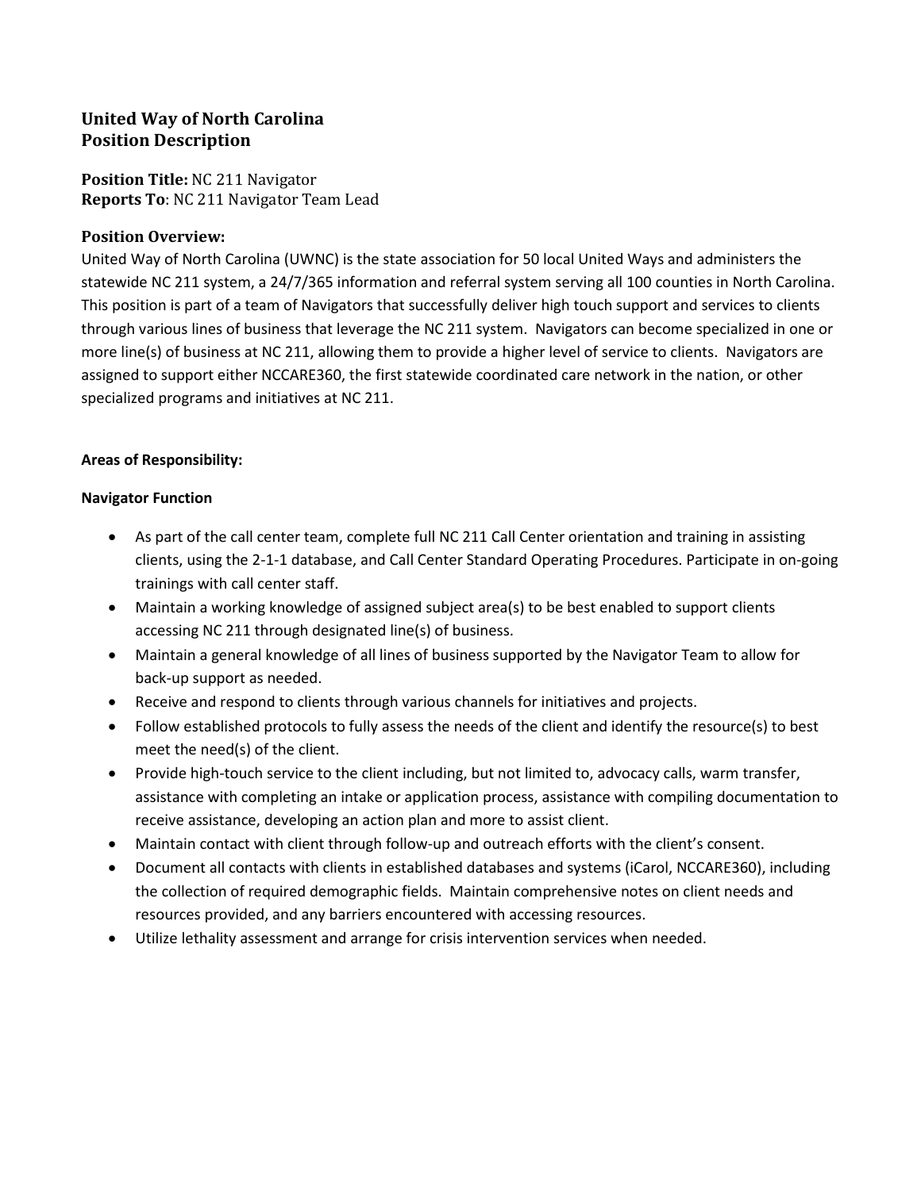# United Way of North Carolina
# Position Description

**Position Title:** NC 211 Navigator
**Reports To**: NC 211 Navigator Team Lead

## Position Overview:

United Way of North Carolina (UWNC) is the state association for 50 local United Ways and administers the statewide NC 211 system, a 24/7/365 information and referral system serving all 100 counties in North Carolina. This position is part of a team of Navigators that successfully deliver high touch support and services to clients through various lines of business that leverage the NC 211 system. Navigators can become specialized in one or more line(s) of business at NC 211, allowing them to provide a higher level of service to clients. Navigators are assigned to support either NCCARE360, the first statewide coordinated care network in the nation, or other specialized programs and initiatives at NC 211.

**Areas of Responsibility:**

**Navigator Function**

- As part of the call center team, complete full NC 211 Call Center orientation and training in assisting clients, using the 2-1-1 database, and Call Center Standard Operating Procedures. Participate in on-going trainings with call center staff.
- Maintain a working knowledge of assigned subject area(s) to be best enabled to support clients accessing NC 211 through designated line(s) of business.
- Maintain a general knowledge of all lines of business supported by the Navigator Team to allow for back-up support as needed.
- Receive and respond to clients through various channels for initiatives and projects.
- Follow established protocols to fully assess the needs of the client and identify the resource(s) to best meet the need(s) of the client.
- Provide high-touch service to the client including, but not limited to, advocacy calls, warm transfer, assistance with completing an intake or application process, assistance with compiling documentation to receive assistance, developing an action plan and more to assist client.
- Maintain contact with client through follow-up and outreach efforts with the client's consent.
- Document all contacts with clients in established databases and systems (iCarol, NCCARE360), including the collection of required demographic fields. Maintain comprehensive notes on client needs and resources provided, and any barriers encountered with accessing resources.
- Utilize lethality assessment and arrange for crisis intervention services when needed.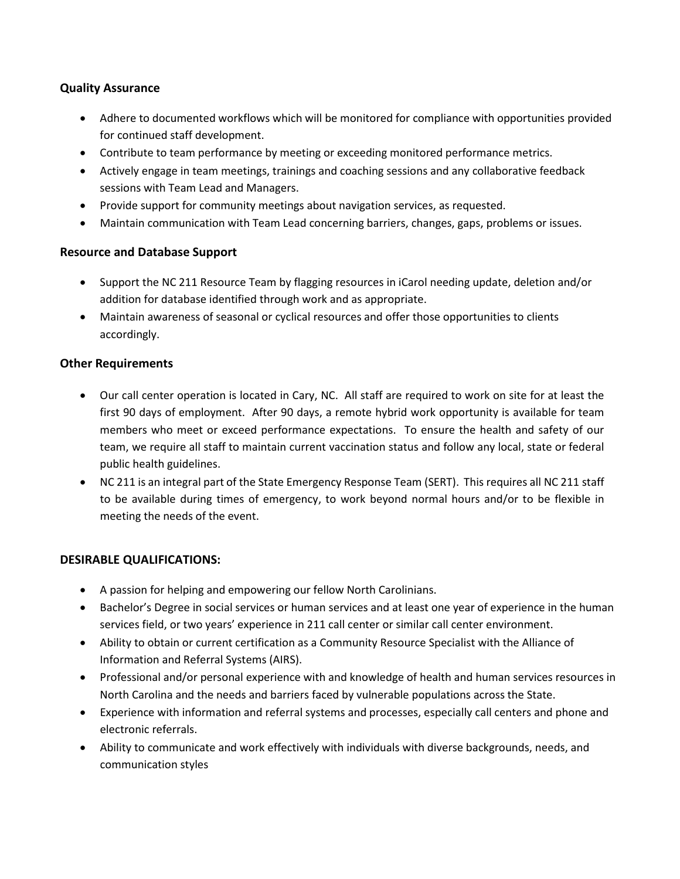### Quality Assurance

- Adhere to documented workflows which will be monitored for compliance with opportunities provided for continued staff development.
- Contribute to team performance by meeting or exceeding monitored performance metrics.
- Actively engage in team meetings, trainings and coaching sessions and any collaborative feedback sessions with Team Lead and Managers.
- Provide support for community meetings about navigation services, as requested.
- Maintain communication with Team Lead concerning barriers, changes, gaps, problems or issues.

### Resource and Database Support

- Support the NC 211 Resource Team by flagging resources in iCarol needing update, deletion and/or addition for database identified through work and as appropriate.
- Maintain awareness of seasonal or cyclical resources and offer those opportunities to clients accordingly.

### Other Requirements

- Our call center operation is located in Cary, NC. All staff are required to work on site for at least the first 90 days of employment. After 90 days, a remote hybrid work opportunity is available for team members who meet or exceed performance expectations. To ensure the health and safety of our team, we require all staff to maintain current vaccination status and follow any local, state or federal public health guidelines.
- NC 211 is an integral part of the State Emergency Response Team (SERT). This requires all NC 211 staff to be available during times of emergency, to work beyond normal hours and/or to be flexible in meeting the needs of the event.

## DESIRABLE QUALIFICATIONS:

- A passion for helping and empowering our fellow North Carolinians.
- Bachelor's Degree in social services or human services and at least one year of experience in the human services field, or two years' experience in 211 call center or similar call center environment.
- Ability to obtain or current certification as a Community Resource Specialist with the Alliance of Information and Referral Systems (AIRS).
- Professional and/or personal experience with and knowledge of health and human services resources in North Carolina and the needs and barriers faced by vulnerable populations across the State.
- Experience with information and referral systems and processes, especially call centers and phone and electronic referrals.
- Ability to communicate and work effectively with individuals with diverse backgrounds, needs, and communication styles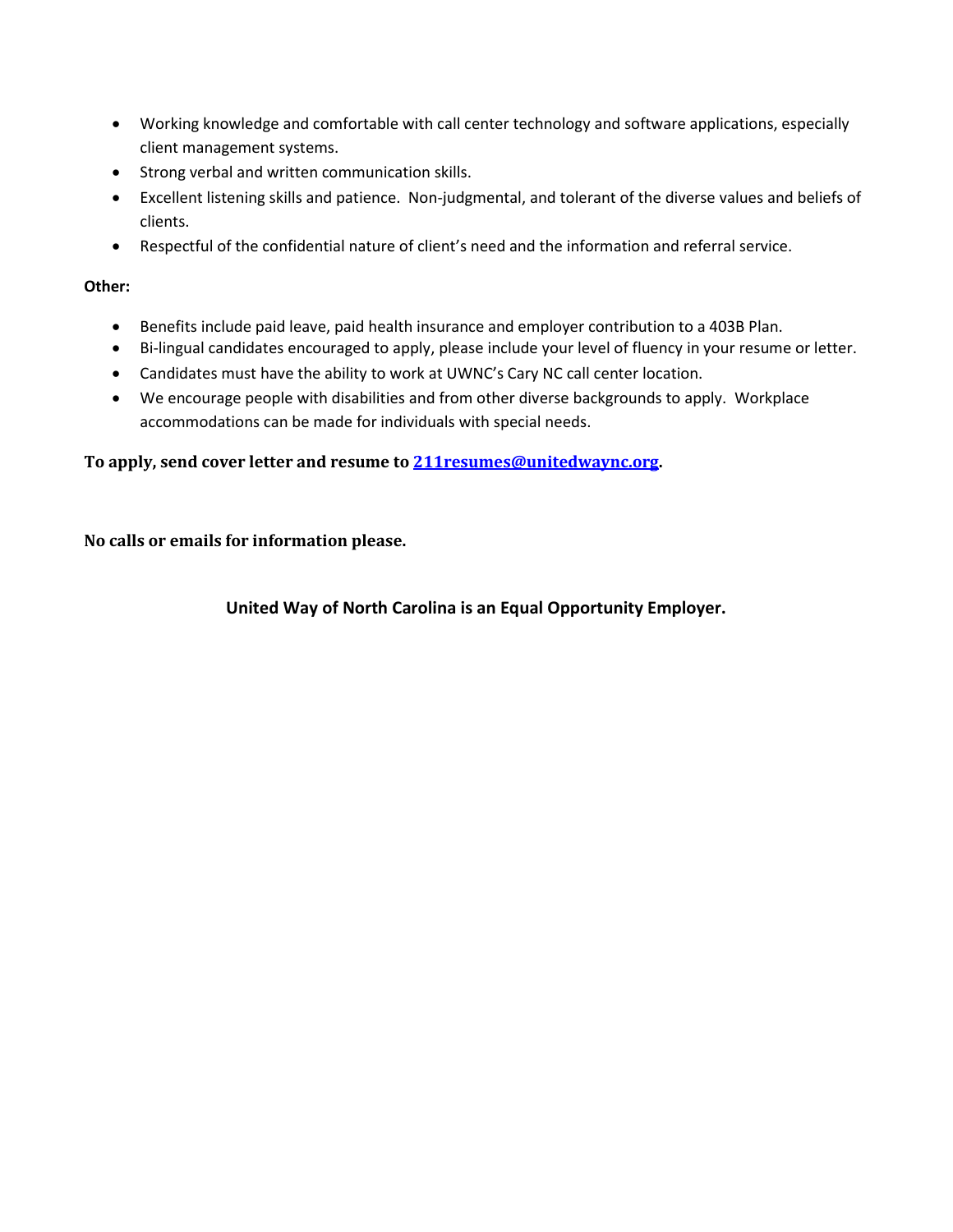- Working knowledge and comfortable with call center technology and software applications, especially client management systems.
- Strong verbal and written communication skills.
- Excellent listening skills and patience. Non-judgmental, and tolerant of the diverse values and beliefs of clients.
- Respectful of the confidential nature of client's need and the information and referral service.

**Other:**

- Benefits include paid leave, paid health insurance and employer contribution to a 403B Plan.
- Bi-lingual candidates encouraged to apply, please include your level of fluency in your resume or letter.
- Candidates must have the ability to work at UWNC's Cary NC call center location.
- We encourage people with disabilities and from other diverse backgrounds to apply. Workplace accommodations can be made for individuals with special needs.

**To apply, send cover letter and resume to [211resumes@unitedwaync.org](mailto:211resumes@unitedwaync.org).**

**No calls or emails for information please.**

**United Way of North Carolina is an Equal Opportunity Employer.**